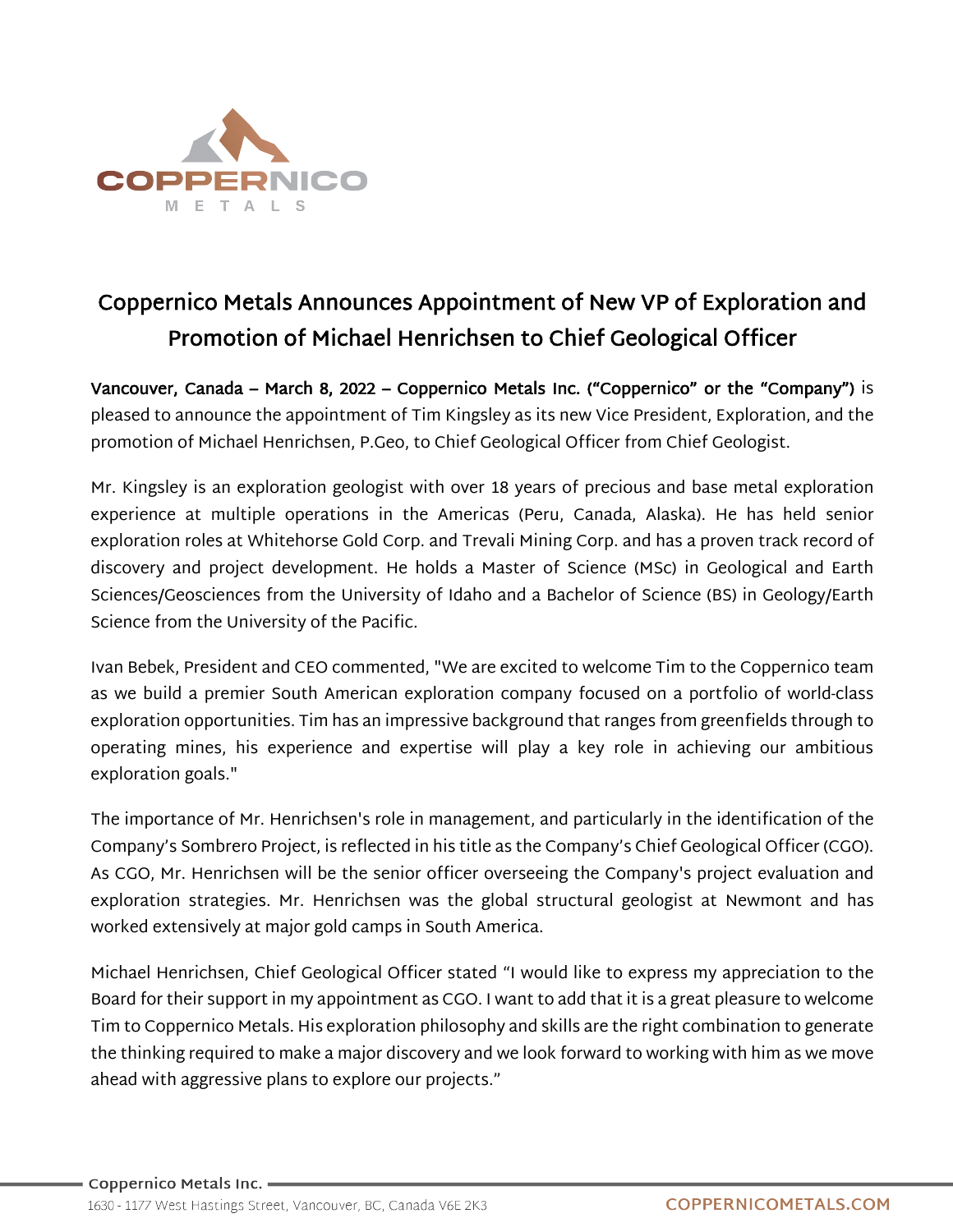# Coppernico Metals Announces Appointment of New VP of Exploration and Promotion of Michael Henrichsen to Chief Geological Officer

**Vancouver, Canada – March 8, 2022 – Coppernico Metals Inc. ("Coppernico" or the "Company")** is pleased to announce the appointment of Tim Kingsley as its new Vice President, Exploration, and the promotion of Michael Henrichsen, P.Geo, to Chief Geological Officer from Chief Geologist.

Mr. Kingsley is an exploration geologist with over 18 years of precious and base metal exploration experience at multiple operations in the Americas (Peru, Canada, Alaska). He has held senior exploration roles at Whitehorse Gold Corp. and Trevali Mining Corp. and has a proven track record of discovery and project development. He holds a Master of Science (MSc) in Geological and Earth Sciences/Geosciences from the University of Idaho and a Bachelor of Science (BS) in Geology/Earth Science from the University of the Pacific.

Ivan Bebek, President and CEO commented, "We are excited to welcome Tim to the Coppernico team as we build a premier South American exploration company focused on a portfolio of world-class exploration opportunities. Tim has an impressive background that ranges from greenfields through to operating mines, his experience and expertise will play a key role in achieving our ambitious exploration goals."

The importance of Mr. Henrichsen's role in management, and particularly in the identification of the Company's Sombrero Project, is reflected in his title as the Company's Chief Geological Officer (CGO). As CGO, Mr. Henrichsen will be the senior officer overseeing the Company's project evaluation and exploration strategies. Mr. Henrichsen was the global structural geologist at Newmont and has worked extensively at major gold camps in South America.

Michael Henrichsen, Chief Geological Officer stated "I would like to express my appreciation to the Board for their support in my appointment as CGO. I want to add that it is a great pleasure to welcome Tim to Coppernico Metals. His exploration philosophy and skills are the right combination to generate the thinking required to make a major discovery and we look forward to working with him as we move ahead with aggressive plans to explore our projects."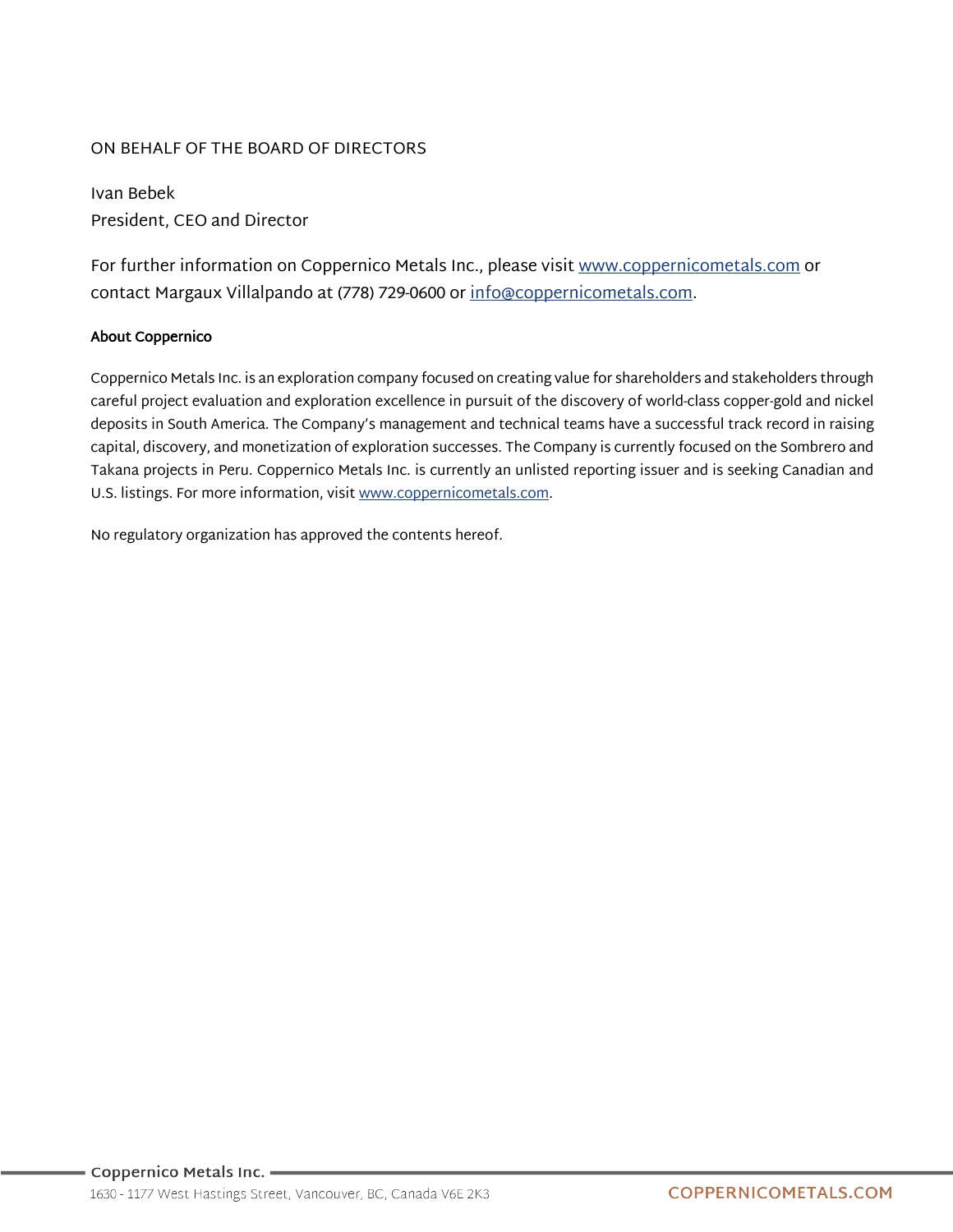ON BEHALF OF THE BOARD OF DIRECTORS

Ivan Bebek
President, CEO and Director

For further information on Coppernico Metals Inc., please visit www.coppernicometals.com or contact Margaux Villalpando at (778) 729-0600 or info@coppernicometals.com.

**About Coppernico**

Coppernico Metals Inc. is an exploration company focused on creating value for shareholders and stakeholders through careful project evaluation and exploration excellence in pursuit of the discovery of world-class copper-gold and nickel deposits in South America. The Company's management and technical teams have a successful track record in raising capital, discovery, and monetization of exploration successes. The Company is currently focused on the Sombrero and Takana projects in Peru. Coppernico Metals Inc. is currently an unlisted reporting issuer and is seeking Canadian and U.S. listings. For more information, visit www.coppernicometals.com.

No regulatory organization has approved the contents hereof.